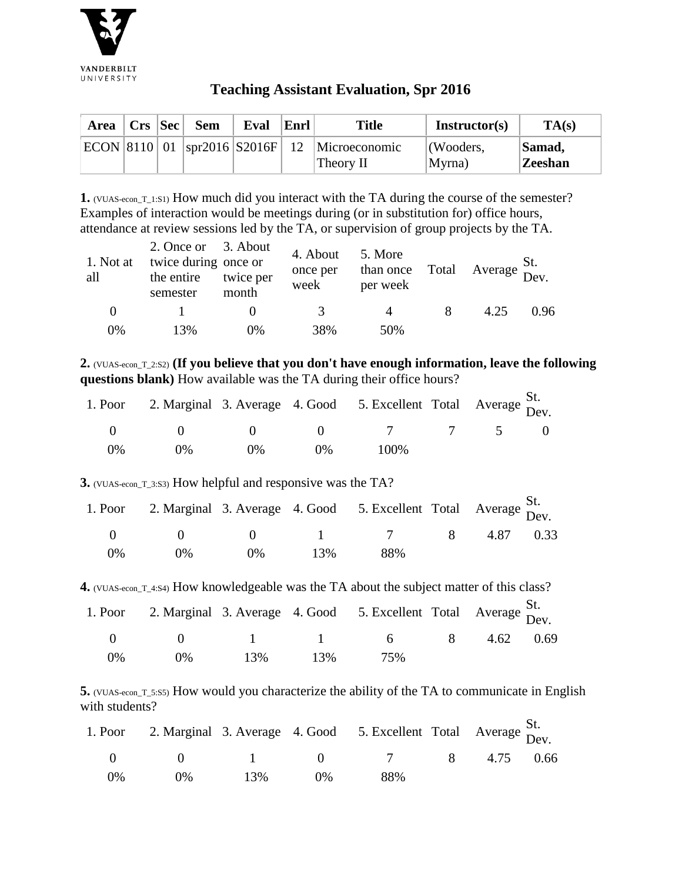VANDERBILT UNIVERSITY

# Teaching Assistant Evaluation, Spr 2016

| Area | Crs | Sec | Sem | Eval | Enrl | Title | Instructor(s) | TA(s) |
|---|---|---|---|---|---|---|---|---|
| ECON | 8110 | 01 | spr2016 | S2016F | 12 | Microeconomic Theory II | (Wooders, Myrna) | **Samad, Zeeshan** |

**1.** (VUAS-econ_T_1:S1) How much did you interact with the TA during the course of the semester? Examples of interaction would be meetings during (or in substitution for) office hours, attendance at review sessions led by the TA, or supervision of group projects by the TA.

| 1. Not at all | 2. Once or twice during the entire semester | 3. About once or twice per month | 4. About once per week | 5. More than once per week | Total | Average | St. Dev. |
|---|---|---|---|---|---|---|---|
| 0 | 1 | 0 | 3 | 4 | 8 | 4.25 | 0.96 |
| 0% | 13% | 0% | 38% | 50% | | | |

**2.** (VUAS-econ_T_2:S2) **(If you believe that you don't have enough information, leave the following questions blank)** How available was the TA during their office hours?

| 1. Poor | 2. Marginal | 3. Average | 4. Good | 5. Excellent | Total | Average | St. Dev. |
|---|---|---|---|---|---|---|---|
| 0 | 0 | 0 | 0 | 7 | 7 | 5 | 0 |
| 0% | 0% | 0% | 0% | 100% | | | |

**3.** (VUAS-econ_T_3:S3) How helpful and responsive was the TA?

| 1. Poor | 2. Marginal | 3. Average | 4. Good | 5. Excellent | Total | Average | St. Dev. |
|---|---|---|---|---|---|---|---|
| 0 | 0 | 0 | 1 | 7 | 8 | 4.87 | 0.33 |
| 0% | 0% | 0% | 13% | 88% | | | |

**4.** (VUAS-econ_T_4:S4) How knowledgeable was the TA about the subject matter of this class?

| 1. Poor | 2. Marginal | 3. Average | 4. Good | 5. Excellent | Total | Average | St. Dev. |
|---|---|---|---|---|---|---|---|
| 0 | 0 | 1 | 1 | 6 | 8 | 4.62 | 0.69 |
| 0% | 0% | 13% | 13% | 75% | | | |

**5.** (VUAS-econ_T_5:S5) How would you characterize the ability of the TA to communicate in English with students?

| 1. Poor | 2. Marginal | 3. Average | 4. Good | 5. Excellent | Total | Average | St. Dev. |
|---|---|---|---|---|---|---|---|
| 0 | 0 | 1 | 0 | 7 | 8 | 4.75 | 0.66 |
| 0% | 0% | 13% | 0% | 88% | | | |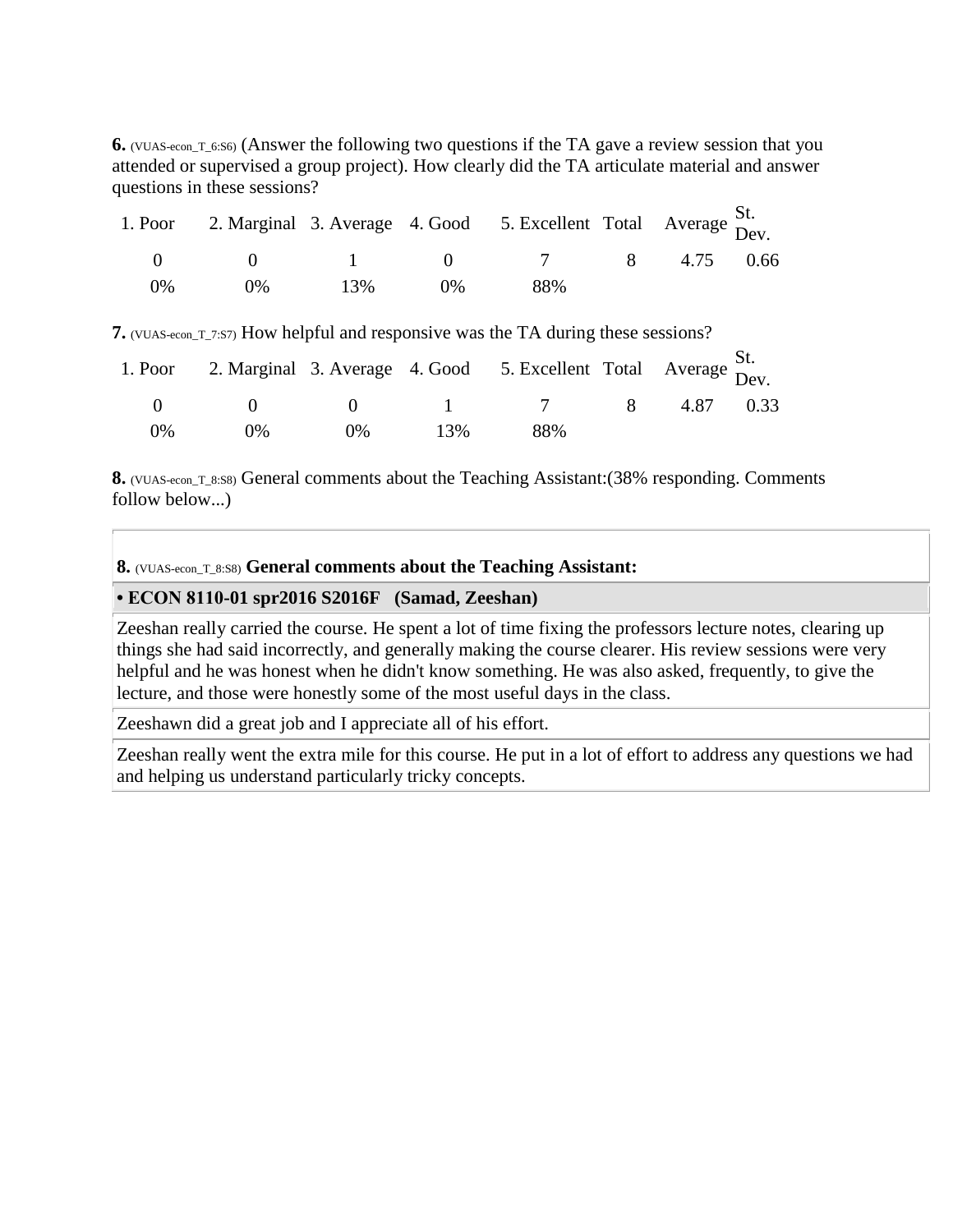**6.** (VUAS-econ_T_6:S6) (Answer the following two questions if the TA gave a review session that you attended or supervised a group project). How clearly did the TA articulate material and answer questions in these sessions?

| 1. Poor | 2. Marginal | 3. Average | 4. Good | 5. Excellent | Total | Average | St. Dev. |
|---|---|---|---|---|---|---|---|
| 0 | 0 | 1 | 0 | 7 | 8 | 4.75 | 0.66 |
| 0% | 0% | 13% | 0% | 88% | | | |

**7.** (VUAS-econ_T_7:S7) How helpful and responsive was the TA during these sessions?

| 1. Poor | 2. Marginal | 3. Average | 4. Good | 5. Excellent | Total | Average | St. Dev. |
|---|---|---|---|---|---|---|---|
| 0 | 0 | 0 | 1 | 7 | 8 | 4.87 | 0.33 |
| 0% | 0% | 0% | 13% | 88% | | | |

**8.** (VUAS-econ_T_8:S8) General comments about the Teaching Assistant:(38% responding. Comments follow below...)

**8.** (VUAS-econ_T_8:S8) **General comments about the Teaching Assistant:**

**• ECON 8110-01 spr2016 S2016F (Samad, Zeeshan)**

Zeeshan really carried the course. He spent a lot of time fixing the professors lecture notes, clearing up things she had said incorrectly, and generally making the course clearer. His review sessions were very helpful and he was honest when he didn't know something. He was also asked, frequently, to give the lecture, and those were honestly some of the most useful days in the class.

Zeeshawn did a great job and I appreciate all of his effort.

Zeeshan really went the extra mile for this course. He put in a lot of effort to address any questions we had and helping us understand particularly tricky concepts.